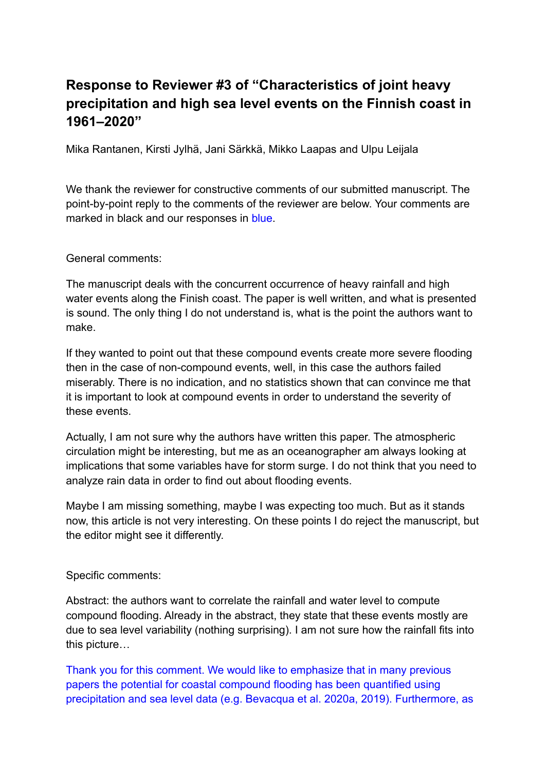# Response to Reviewer #3 of "Characteristics of joint heavy precipitation and high sea level events on the Finnish coast in 1961–2020"

Mika Rantanen, Kirsti Jylhä, Jani Särkkä, Mikko Laapas and Ulpu Leijala

We thank the reviewer for constructive comments of our submitted manuscript. The point-by-point reply to the comments of the reviewer are below. Your comments are marked in black and our responses in blue.

General comments:

The manuscript deals with the concurrent occurrence of heavy rainfall and high water events along the Finish coast. The paper is well written, and what is presented is sound. The only thing I do not understand is, what is the point the authors want to make.

If they wanted to point out that these compound events create more severe flooding then in the case of non-compound events, well, in this case the authors failed miserably. There is no indication, and no statistics shown that can convince me that it is important to look at compound events in order to understand the severity of these events.

Actually, I am not sure why the authors have written this paper. The atmospheric circulation might be interesting, but me as an oceanographer am always looking at implications that some variables have for storm surge. I do not think that you need to analyze rain data in order to find out about flooding events.

Maybe I am missing something, maybe I was expecting too much. But as it stands now, this article is not very interesting. On these points I do reject the manuscript, but the editor might see it differently.

Specific comments:

Abstract: the authors want to correlate the rainfall and water level to compute compound flooding. Already in the abstract, they state that these events mostly are due to sea level variability (nothing surprising). I am not sure how the rainfall fits into this picture…

Thank you for this comment. We would like to emphasize that in many previous papers the potential for coastal compound flooding has been quantified using precipitation and sea level data (e.g. Bevacqua et al. 2020a, 2019). Furthermore, as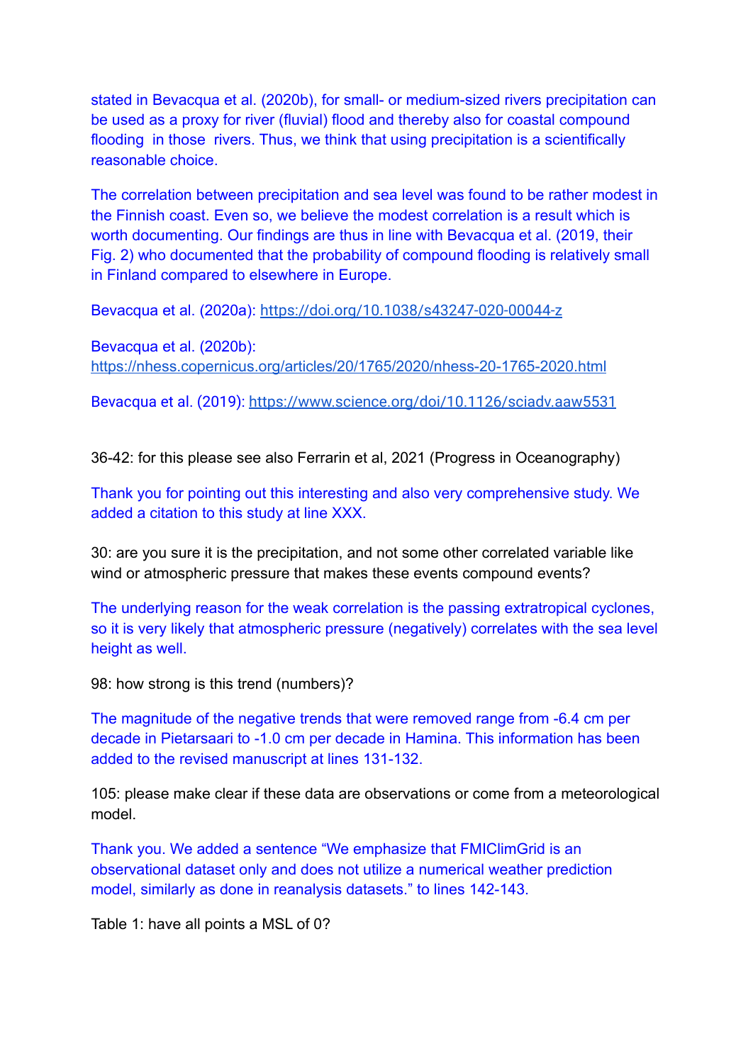stated in Bevacqua et al. (2020b), for small- or medium-sized rivers precipitation can be used as a proxy for river (fluvial) flood and thereby also for coastal compound flooding in those rivers. Thus, we think that using precipitation is a scientifically reasonable choice.

The correlation between precipitation and sea level was found to be rather modest in the Finnish coast. Even so, we believe the modest correlation is a result which is worth documenting. Our findings are thus in line with Bevacqua et al. (2019, their Fig. 2) who documented that the probability of compound flooding is relatively small in Finland compared to elsewhere in Europe.

Bevacqua et al. (2020a): https://doi.org/10.1038/s43247-020-00044-z

Bevacqua et al. (2020b): https://nhess.copernicus.org/articles/20/1765/2020/nhess-20-1765-2020.html

Bevacqua et al. (2019): https://www.science.org/doi/10.1126/sciadv.aaw5531

36-42: for this please see also Ferrarin et al, 2021 (Progress in Oceanography)

Thank you for pointing out this interesting and also very comprehensive study. We added a citation to this study at line XXX.

30: are you sure it is the precipitation, and not some other correlated variable like wind or atmospheric pressure that makes these events compound events?

The underlying reason for the weak correlation is the passing extratropical cyclones, so it is very likely that atmospheric pressure (negatively) correlates with the sea level height as well.

98: how strong is this trend (numbers)?

The magnitude of the negative trends that were removed range from -6.4 cm per decade in Pietarsaari to -1.0 cm per decade in Hamina. This information has been added to the revised manuscript at lines 131-132.

105: please make clear if these data are observations or come from a meteorological model.

Thank you. We added a sentence “We emphasize that FMIClimGrid is an observational dataset only and does not utilize a numerical weather prediction model, similarly as done in reanalysis datasets.” to lines 142-143.

Table 1: have all points a MSL of 0?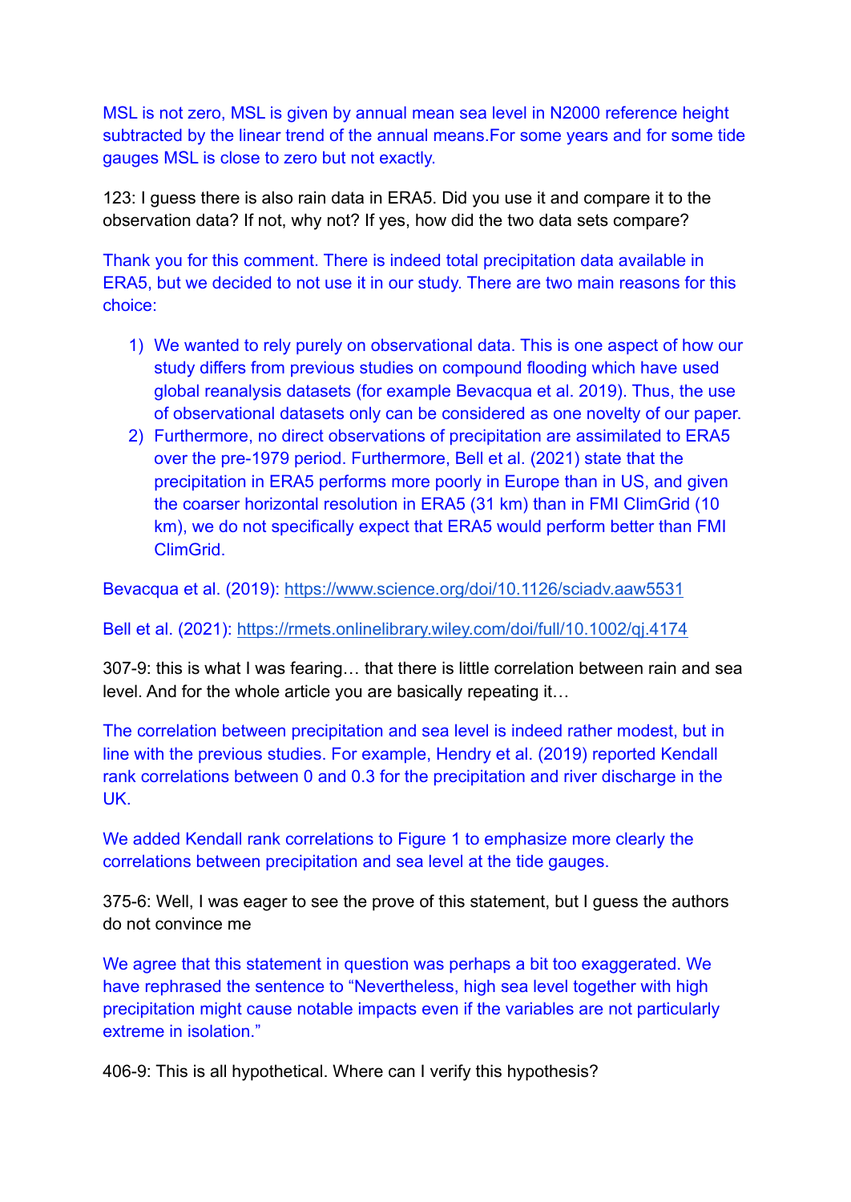MSL is not zero, MSL is given by annual mean sea level in N2000 reference height subtracted by the linear trend of the annual means.For some years and for some tide gauges MSL is close to zero but not exactly.

123: I guess there is also rain data in ERA5. Did you use it and compare it to the observation data? If not, why not? If yes, how did the two data sets compare?

Thank you for this comment. There is indeed total precipitation data available in ERA5, but we decided to not use it in our study. There are two main reasons for this choice:

1) We wanted to rely purely on observational data. This is one aspect of how our study differs from previous studies on compound flooding which have used global reanalysis datasets (for example Bevacqua et al. 2019). Thus, the use of observational datasets only can be considered as one novelty of our paper.
2) Furthermore, no direct observations of precipitation are assimilated to ERA5 over the pre-1979 period. Furthermore, Bell et al. (2021) state that the precipitation in ERA5 performs more poorly in Europe than in US, and given the coarser horizontal resolution in ERA5 (31 km) than in FMI ClimGrid (10 km), we do not specifically expect that ERA5 would perform better than FMI ClimGrid.

Bevacqua et al. (2019): https://www.science.org/doi/10.1126/sciadv.aaw5531

Bell et al. (2021): https://rmets.onlinelibrary.wiley.com/doi/full/10.1002/qj.4174

307-9: this is what I was fearing… that there is little correlation between rain and sea level. And for the whole article you are basically repeating it…

The correlation between precipitation and sea level is indeed rather modest, but in line with the previous studies. For example, Hendry et al. (2019) reported Kendall rank correlations between 0 and 0.3 for the precipitation and river discharge in the UK.

We added Kendall rank correlations to Figure 1 to emphasize more clearly the correlations between precipitation and sea level at the tide gauges.

375-6: Well, I was eager to see the prove of this statement, but I guess the authors do not convince me

We agree that this statement in question was perhaps a bit too exaggerated. We have rephrased the sentence to "Nevertheless, high sea level together with high precipitation might cause notable impacts even if the variables are not particularly extreme in isolation."

406-9: This is all hypothetical. Where can I verify this hypothesis?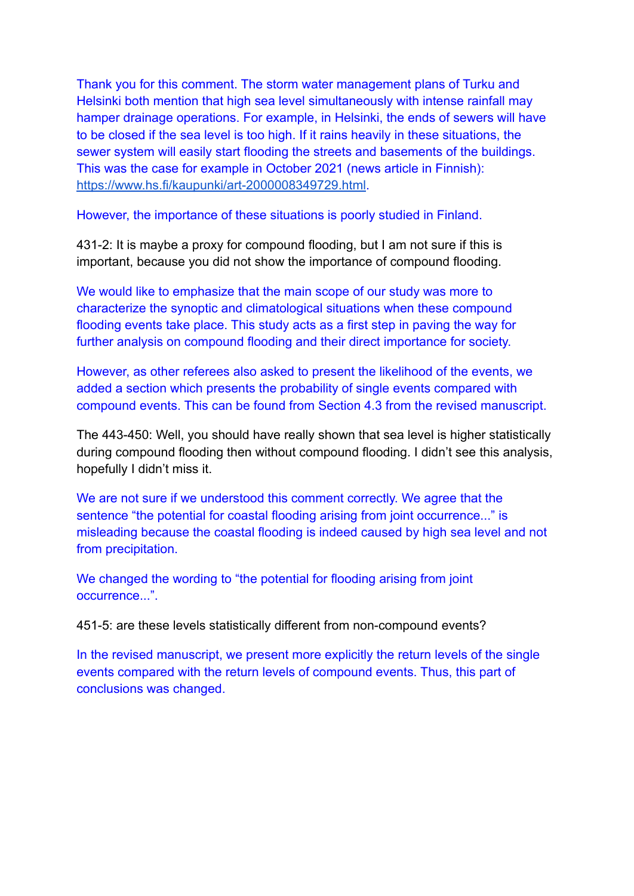Thank you for this comment. The storm water management plans of Turku and Helsinki both mention that high sea level simultaneously with intense rainfall may hamper drainage operations. For example, in Helsinki, the ends of sewers will have to be closed if the sea level is too high. If it rains heavily in these situations, the sewer system will easily start flooding the streets and basements of the buildings. This was the case for example in October 2021 (news article in Finnish): [https://www.hs.fi/kaupunki/art-2000008349729.html](https://www.hs.fi/kaupunki/art-2000008349729.html).

However, the importance of these situations is poorly studied in Finland.

431-2: It is maybe a proxy for compound flooding, but I am not sure if this is important, because you did not show the importance of compound flooding.

We would like to emphasize that the main scope of our study was more to characterize the synoptic and climatological situations when these compound flooding events take place. This study acts as a first step in paving the way for further analysis on compound flooding and their direct importance for society.

However, as other referees also asked to present the likelihood of the events, we added a section which presents the probability of single events compared with compound events. This can be found from Section 4.3 from the revised manuscript.

The 443-450: Well, you should have really shown that sea level is higher statistically during compound flooding then without compound flooding. I didn't see this analysis, hopefully I didn't miss it.

We are not sure if we understood this comment correctly. We agree that the sentence "the potential for coastal flooding arising from joint occurrence..." is misleading because the coastal flooding is indeed caused by high sea level and not from precipitation.

We changed the wording to "the potential for flooding arising from joint occurrence...".

451-5: are these levels statistically different from non-compound events?

In the revised manuscript, we present more explicitly the return levels of the single events compared with the return levels of compound events. Thus, this part of conclusions was changed.